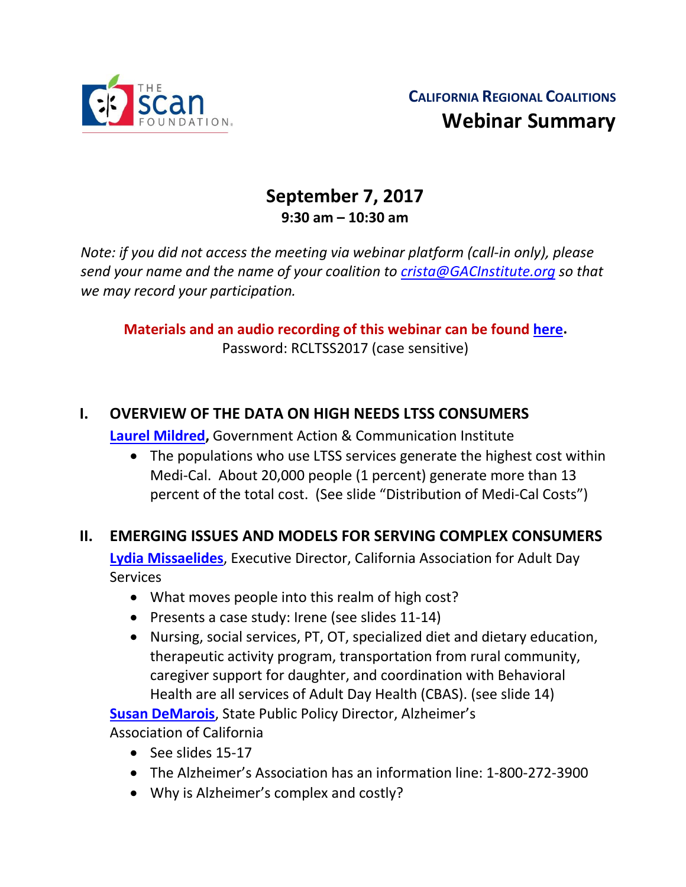THE SCAN FOUNDATION

**CALIFORNIA REGIONAL COALITIONS**

# Webinar Summary

## September 7, 2017

**9:30 am – 10:30 am**

*Note: if you did not access the meeting via webinar platform (call-in only), please send your name and the name of your coalition to [crista@GACInstitute.org](mailto:crista@GACInstitute.org) so that we may record your participation.*

**Materials and an audio recording of this webinar can be found [here](#).**
Password: RCLTSS2017 (case sensitive)

## I. OVERVIEW OF THE DATA ON HIGH NEEDS LTSS CONSUMERS

**[Laurel Mildred](#),** Government Action & Communication Institute

- The populations who use LTSS services generate the highest cost within Medi-Cal. About 20,000 people (1 percent) generate more than 13 percent of the total cost. (See slide "Distribution of Medi-Cal Costs")

## II. EMERGING ISSUES AND MODELS FOR SERVING COMPLEX CONSUMERS

**[Lydia Missaelides](#)**, Executive Director, California Association for Adult Day Services

- What moves people into this realm of high cost?
- Presents a case study: Irene (see slides 11-14)
- Nursing, social services, PT, OT, specialized diet and dietary education, therapeutic activity program, transportation from rural community, caregiver support for daughter, and coordination with Behavioral Health are all services of Adult Day Health (CBAS). (see slide 14)

**[Susan DeMarois](#)**, State Public Policy Director, Alzheimer's Association of California

- See slides 15-17
- The Alzheimer's Association has an information line: 1-800-272-3900
- Why is Alzheimer's complex and costly?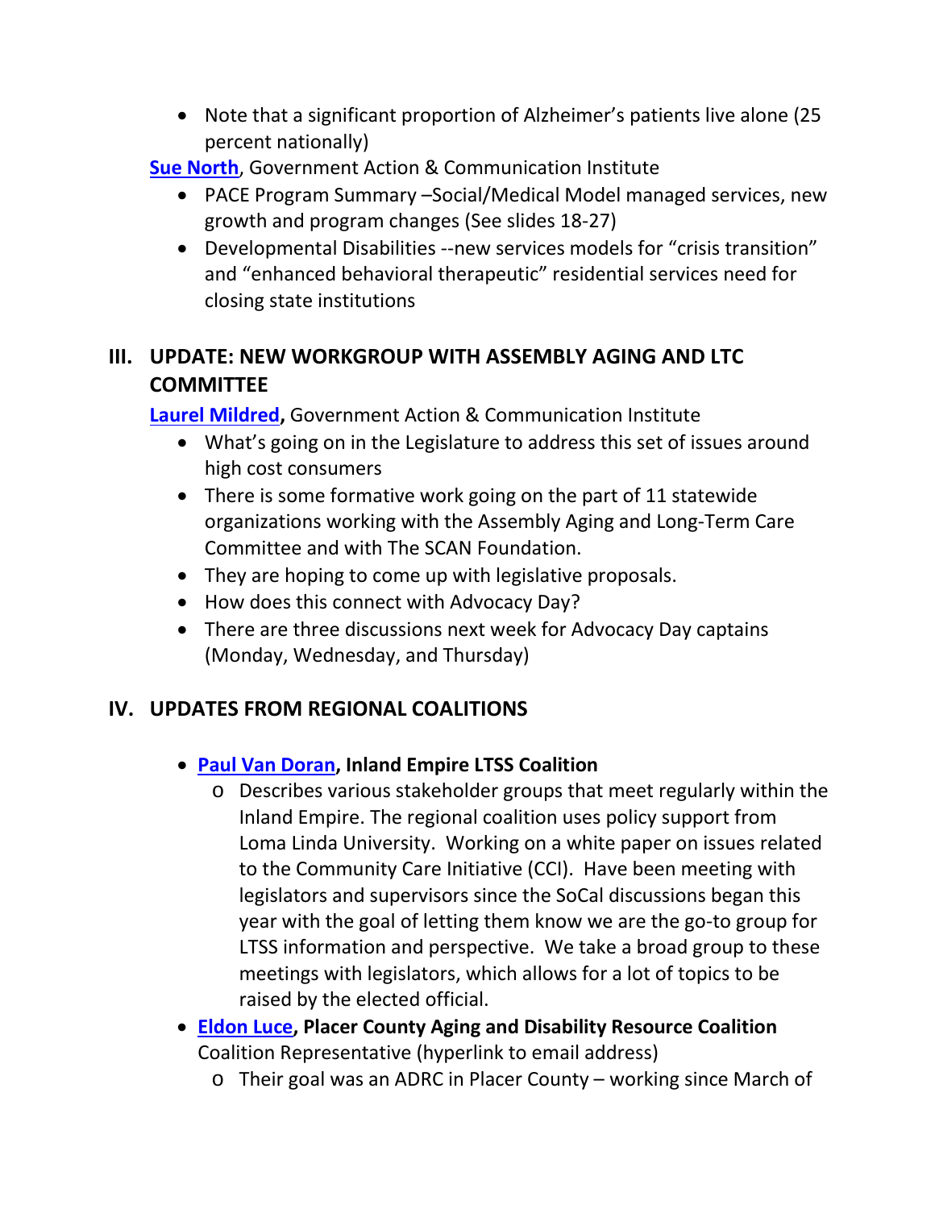- Note that a significant proportion of Alzheimer's patients live alone (25 percent nationally)

**Sue North**, Government Action & Communication Institute

- PACE Program Summary –Social/Medical Model managed services, new growth and program changes (See slides 18-27)
- Developmental Disabilities --new services models for "crisis transition" and "enhanced behavioral therapeutic" residential services need for closing state institutions

## III. UPDATE: NEW WORKGROUP WITH ASSEMBLY AGING AND LTC COMMITTEE

**Laurel Mildred**, Government Action & Communication Institute

- What's going on in the Legislature to address this set of issues around high cost consumers
- There is some formative work going on the part of 11 statewide organizations working with the Assembly Aging and Long-Term Care Committee and with The SCAN Foundation.
- They are hoping to come up with legislative proposals.
- How does this connect with Advocacy Day?
- There are three discussions next week for Advocacy Day captains (Monday, Wednesday, and Thursday)

## IV. UPDATES FROM REGIONAL COALITIONS

- **Paul Van Doran, Inland Empire LTSS Coalition**
  - Describes various stakeholder groups that meet regularly within the Inland Empire. The regional coalition uses policy support from Loma Linda University. Working on a white paper on issues related to the Community Care Initiative (CCI). Have been meeting with legislators and supervisors since the SoCal discussions began this year with the goal of letting them know we are the go-to group for LTSS information and perspective. We take a broad group to these meetings with legislators, which allows for a lot of topics to be raised by the elected official.
- **Eldon Luce, Placer County Aging and Disability Resource Coalition** Coalition Representative (hyperlink to email address)
  - Their goal was an ADRC in Placer County – working since March of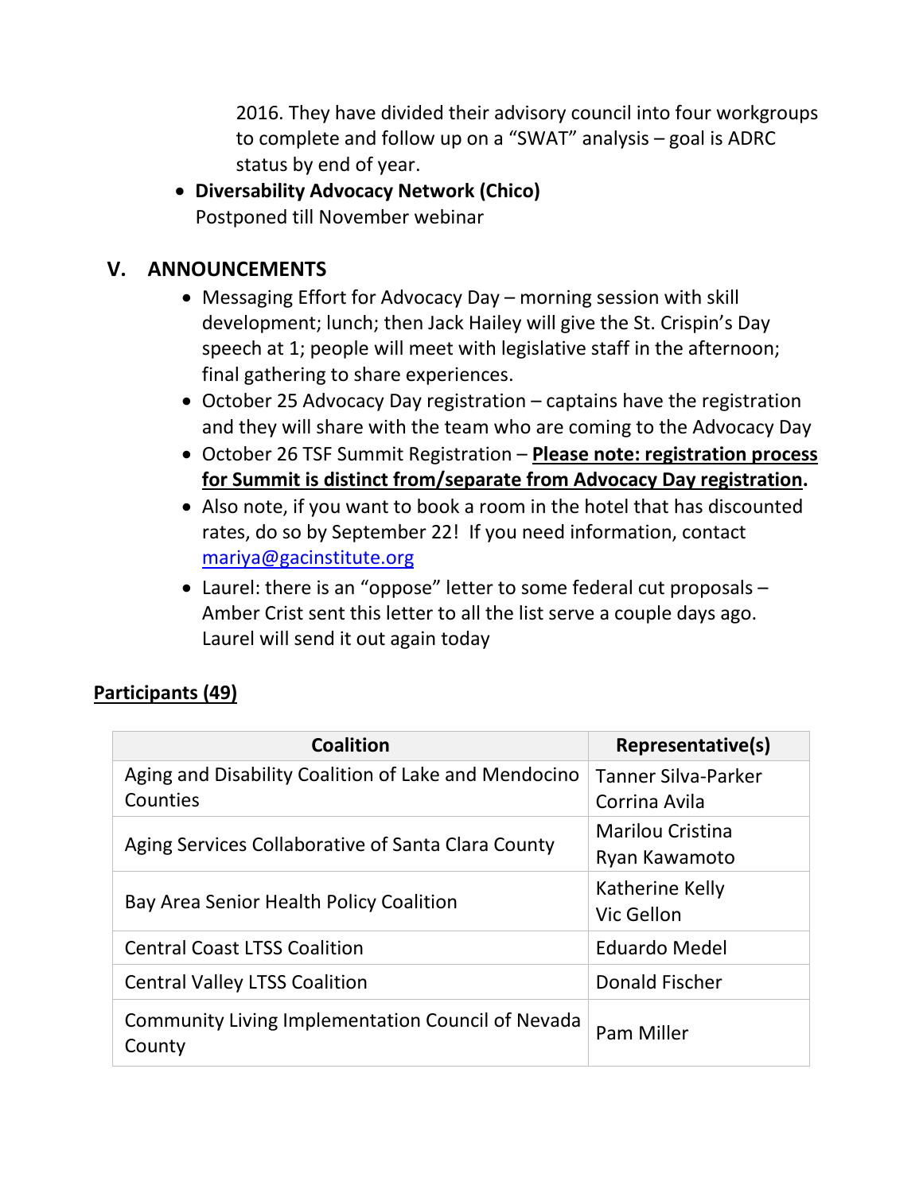2016. They have divided their advisory council into four workgroups to complete and follow up on a "SWAT" analysis – goal is ADRC status by end of year.

- **Diversability Advocacy Network (Chico)**
  Postponed till November webinar

## V. ANNOUNCEMENTS

- Messaging Effort for Advocacy Day – morning session with skill development; lunch; then Jack Hailey will give the St. Crispin's Day speech at 1; people will meet with legislative staff in the afternoon; final gathering to share experiences.
- October 25 Advocacy Day registration – captains have the registration and they will share with the team who are coming to the Advocacy Day
- October 26 TSF Summit Registration – **Please note: registration process for Summit is distinct from/separate from Advocacy Day registration.**
- Also note, if you want to book a room in the hotel that has discounted rates, do so by September 22! If you need information, contact mariya@gacinstitute.org
- Laurel: there is an "oppose" letter to some federal cut proposals – Amber Crist sent this letter to all the list serve a couple days ago. Laurel will send it out again today

**Participants (49)**

| Coalition | Representative(s) |
|---|---|
| Aging and Disability Coalition of Lake and Mendocino Counties | Tanner Silva-Parker<br>Corrina Avila |
| Aging Services Collaborative of Santa Clara County | Marilou Cristina<br>Ryan Kawamoto |
| Bay Area Senior Health Policy Coalition | Katherine Kelly<br>Vic Gellon |
| Central Coast LTSS Coalition | Eduardo Medel |
| Central Valley LTSS Coalition | Donald Fischer |
| Community Living Implementation Council of Nevada County | Pam Miller |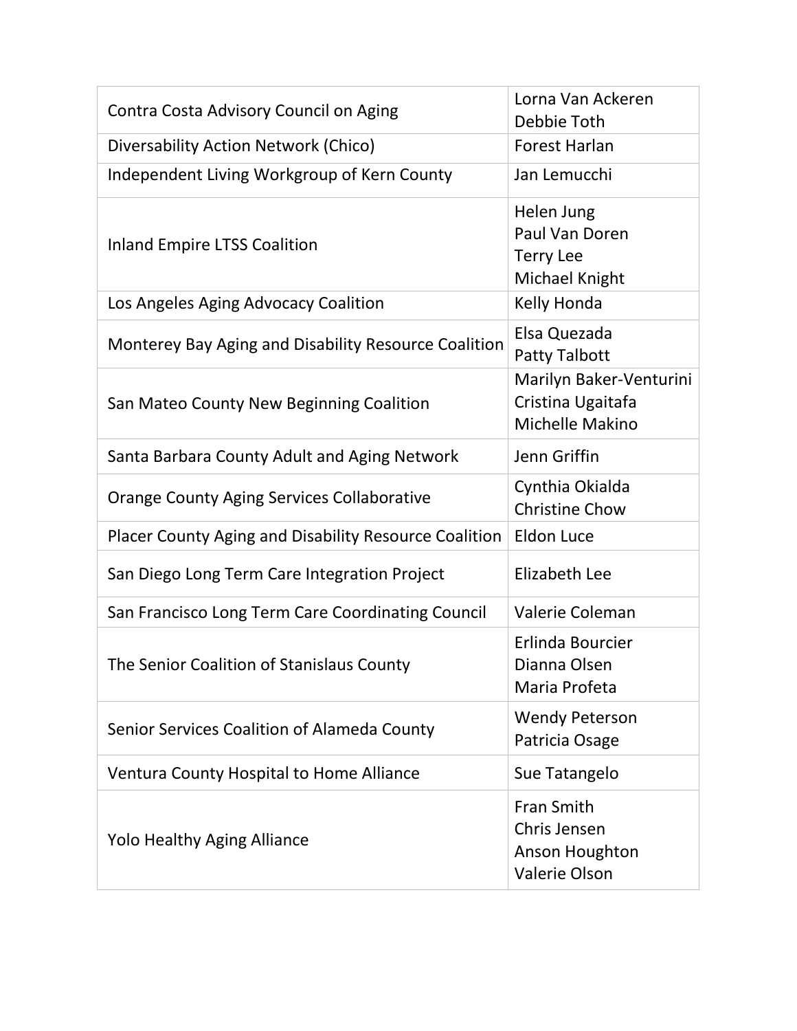| | |
|---|---|
| Contra Costa Advisory Council on Aging | Lorna Van Ackeren<br>Debbie Toth |
| Diversability Action Network (Chico) | Forest Harlan |
| Independent Living Workgroup of Kern County | Jan Lemucchi |
| Inland Empire LTSS Coalition | Helen Jung<br>Paul Van Doren<br>Terry Lee<br>Michael Knight |
| Los Angeles Aging Advocacy Coalition | Kelly Honda |
| Monterey Bay Aging and Disability Resource Coalition | Elsa Quezada<br>Patty Talbott |
| San Mateo County New Beginning Coalition | Marilyn Baker-Venturini<br>Cristina Ugaitafa<br>Michelle Makino |
| Santa Barbara County Adult and Aging Network | Jenn Griffin |
| Orange County Aging Services Collaborative | Cynthia Okialda<br>Christine Chow |
| Placer County Aging and Disability Resource Coalition | Eldon Luce |
| San Diego Long Term Care Integration Project | Elizabeth Lee |
| San Francisco Long Term Care Coordinating Council | Valerie Coleman |
| The Senior Coalition of Stanislaus County | Erlinda Bourcier<br>Dianna Olsen<br>Maria Profeta |
| Senior Services Coalition of Alameda County | Wendy Peterson<br>Patricia Osage |
| Ventura County Hospital to Home Alliance | Sue Tatangelo |
| Yolo Healthy Aging Alliance | Fran Smith<br>Chris Jensen<br>Anson Houghton<br>Valerie Olson |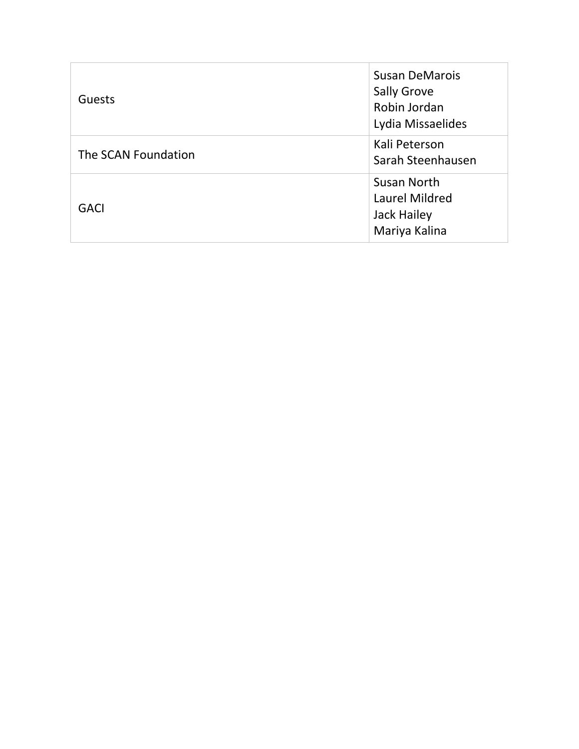| | |
|---|---|
| Guests | Susan DeMarois<br>Sally Grove<br>Robin Jordan<br>Lydia Missaelides |
| The SCAN Foundation | Kali Peterson<br>Sarah Steenhausen |
| GACI | Susan North<br>Laurel Mildred<br>Jack Hailey<br>Mariya Kalina |